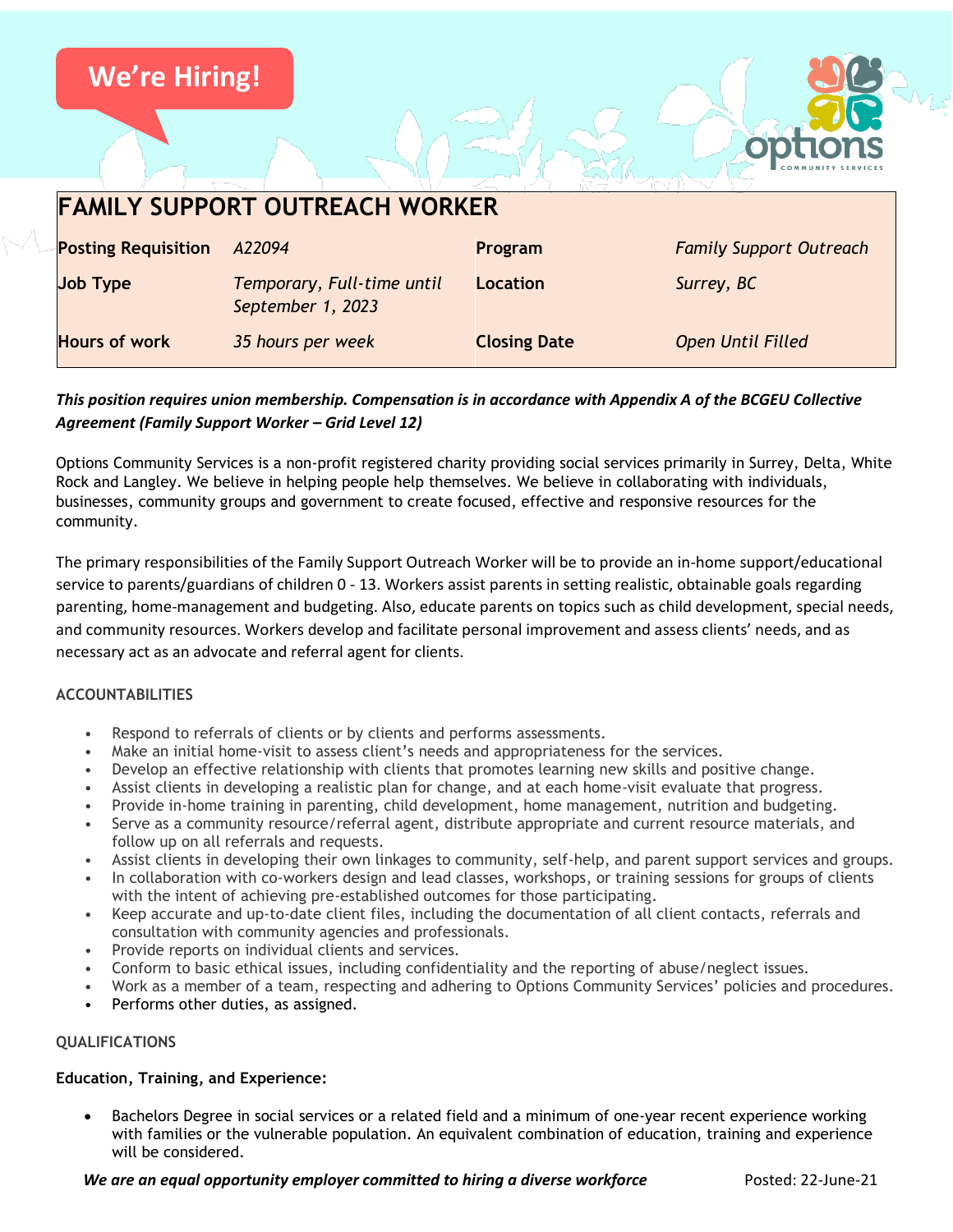We're Hiring!

# FAMILY SUPPORT OUTREACH WORKER

| Posting Requisition | *A22094* | Program | *Family Support Outreach* |
|---|---|---|---|
| Job Type | *Temporary, Full-time until September 1, 2023* | Location | *Surrey, BC* |
| Hours of work | *35 hours per week* | Closing Date | *Open Until Filled* |

***This position requires union membership. Compensation is in accordance with Appendix A of the BCGEU Collective Agreement (Family Support Worker – Grid Level 12)***

Options Community Services is a non-profit registered charity providing social services primarily in Surrey, Delta, White Rock and Langley. We believe in helping people help themselves. We believe in collaborating with individuals, businesses, community groups and government to create focused, effective and responsive resources for the community.

The primary responsibilities of the Family Support Outreach Worker will be to provide an in-home support/educational service to parents/guardians of children 0 - 13. Workers assist parents in setting realistic, obtainable goals regarding parenting, home-management and budgeting. Also, educate parents on topics such as child development, special needs, and community resources. Workers develop and facilitate personal improvement and assess clients' needs, and as necessary act as an advocate and referral agent for clients.

## ACCOUNTABILITIES

- Respond to referrals of clients or by clients and performs assessments.
- Make an initial home-visit to assess client's needs and appropriateness for the services.
- Develop an effective relationship with clients that promotes learning new skills and positive change.
- Assist clients in developing a realistic plan for change, and at each home-visit evaluate that progress.
- Provide in-home training in parenting, child development, home management, nutrition and budgeting.
- Serve as a community resource/referral agent, distribute appropriate and current resource materials, and follow up on all referrals and requests.
- Assist clients in developing their own linkages to community, self-help, and parent support services and groups.
- In collaboration with co-workers design and lead classes, workshops, or training sessions for groups of clients with the intent of achieving pre-established outcomes for those participating.
- Keep accurate and up-to-date client files, including the documentation of all client contacts, referrals and consultation with community agencies and professionals.
- Provide reports on individual clients and services.
- Conform to basic ethical issues, including confidentiality and the reporting of abuse/neglect issues.
- Work as a member of a team, respecting and adhering to Options Community Services' policies and procedures.
- Performs other duties, as assigned.

## QUALIFICATIONS

**Education, Training, and Experience:**

- Bachelors Degree in social services or a related field and a minimum of one-year recent experience working with families or the vulnerable population. An equivalent combination of education, training and experience will be considered.

***We are an equal opportunity employer committed to hiring a diverse workforce*** Posted: 22-June-21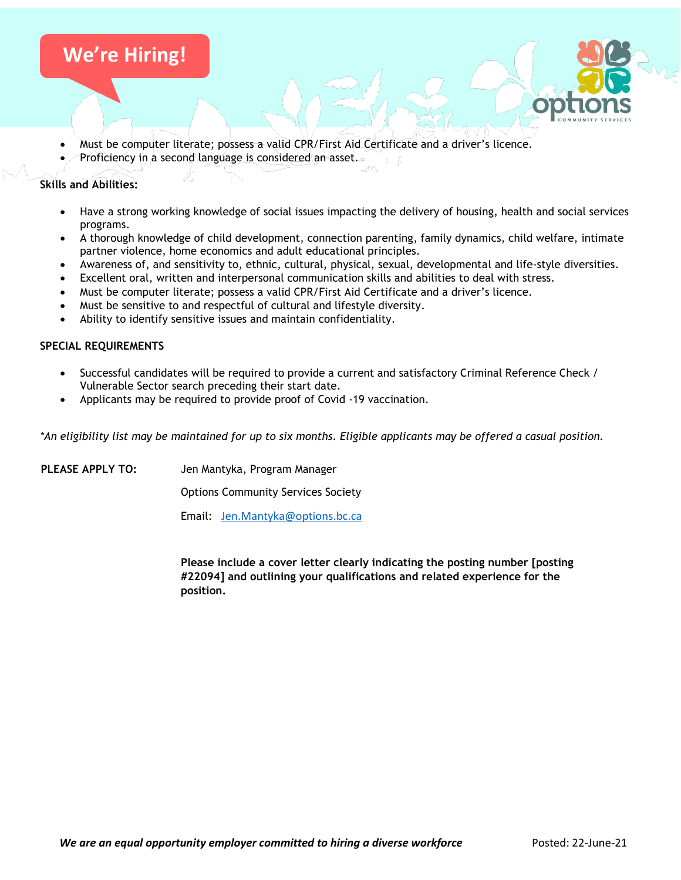We're Hiring!

- Must be computer literate; possess a valid CPR/First Aid Certificate and a driver's licence.
- Proficiency in a second language is considered an asset.

**Skills and Abilities:**

- Have a strong working knowledge of social issues impacting the delivery of housing, health and social services programs.
- A thorough knowledge of child development, connection parenting, family dynamics, child welfare, intimate partner violence, home economics and adult educational principles.
- Awareness of, and sensitivity to, ethnic, cultural, physical, sexual, developmental and life-style diversities.
- Excellent oral, written and interpersonal communication skills and abilities to deal with stress.
- Must be computer literate; possess a valid CPR/First Aid Certificate and a driver's licence.
- Must be sensitive to and respectful of cultural and lifestyle diversity.
- Ability to identify sensitive issues and maintain confidentiality.

**SPECIAL REQUIREMENTS**

- Successful candidates will be required to provide a current and satisfactory Criminal Reference Check / Vulnerable Sector search preceding their start date.
- Applicants may be required to provide proof of Covid -19 vaccination.

*\*An eligibility list may be maintained for up to six months. Eligible applicants may be offered a casual position.*

**PLEASE APPLY TO:** Jen Mantyka, Program Manager

Options Community Services Society

Email: Jen.Mantyka@options.bc.ca

**Please include a cover letter clearly indicating the posting number [posting #22094] and outlining your qualifications and related experience for the position.**

***We are an equal opportunity employer committed to hiring a diverse workforce***

Posted: 22-June-21